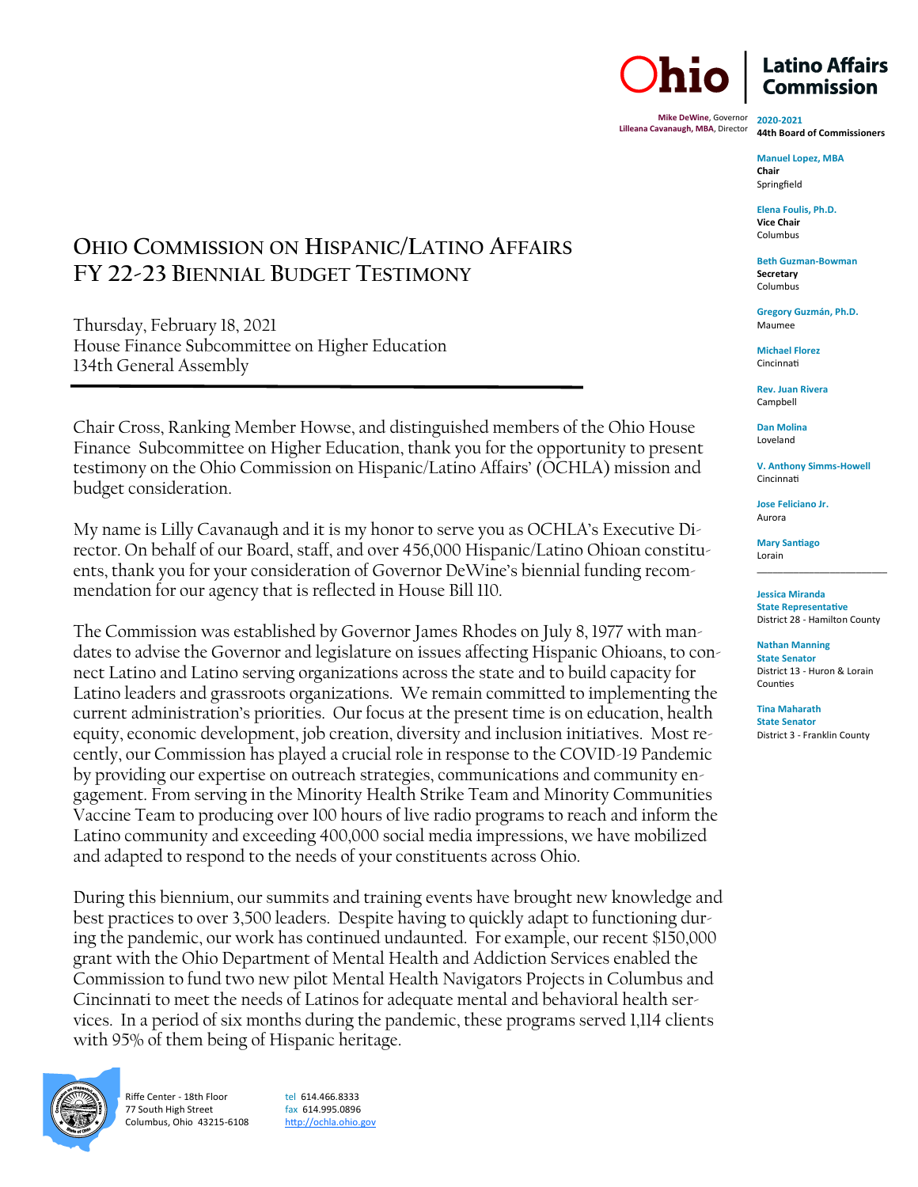**Ohio | Latino Affairs Commission**

**Mike DeWine**, Governor
**Lilleana Cavanaugh, MBA**, Director

**2020-2021**
**44th Board of Commissioners**

**Manuel Lopez, MBA**
**Chair**
Springfield

**Elena Foulis, Ph.D.**
**Vice Chair**
Columbus

**Beth Guzman-Bowman**
**Secretary**
Columbus

**Gregory Guzmán, Ph.D.**
Maumee

**Michael Florez**
Cincinnati

**Rev. Juan Rivera**
Campbell

**Dan Molina**
Loveland

**V. Anthony Simms-Howell**
Cincinnati

**Jose Feliciano Jr.**
Aurora

**Mary Santiago**
Lorain

---

**Jessica Miranda**
**State Representative**
District 28 - Hamilton County

**Nathan Manning**
**State Senator**
District 13 - Huron & Lorain Counties

**Tina Maharath**
**State Senator**
District 3 - Franklin County

# Ohio Commission on Hispanic/Latino Affairs FY 22-23 Biennial Budget Testimony

Thursday, February 18, 2021
House Finance Subcommittee on Higher Education
134th General Assembly

---

Chair Cross, Ranking Member Howse, and distinguished members of the Ohio House Finance Subcommittee on Higher Education, thank you for the opportunity to present testimony on the Ohio Commission on Hispanic/Latino Affairs' (OCHLA) mission and budget consideration.

My name is Lilly Cavanaugh and it is my honor to serve you as OCHLA's Executive Director. On behalf of our Board, staff, and over 456,000 Hispanic/Latino Ohioan constituents, thank you for your consideration of Governor DeWine's biennial funding recommendation for our agency that is reflected in House Bill 110.

The Commission was established by Governor James Rhodes on July 8, 1977 with mandates to advise the Governor and legislature on issues affecting Hispanic Ohioans, to connect Latino and Latino serving organizations across the state and to build capacity for Latino leaders and grassroots organizations. We remain committed to implementing the current administration's priorities. Our focus at the present time is on education, health equity, economic development, job creation, diversity and inclusion initiatives. Most recently, our Commission has played a crucial role in response to the COVID-19 Pandemic by providing our expertise on outreach strategies, communications and community engagement. From serving in the Minority Health Strike Team and Minority Communities Vaccine Team to producing over 100 hours of live radio programs to reach and inform the Latino community and exceeding 400,000 social media impressions, we have mobilized and adapted to respond to the needs of your constituents across Ohio.

During this biennium, our summits and training events have brought new knowledge and best practices to over 3,500 leaders. Despite having to quickly adapt to functioning during the pandemic, our work has continued undaunted. For example, our recent $150,000 grant with the Ohio Department of Mental Health and Addiction Services enabled the Commission to fund two new pilot Mental Health Navigators Projects in Columbus and Cincinnati to meet the needs of Latinos for adequate mental and behavioral health services. In a period of six months during the pandemic, these programs served 1,114 clients with 95% of them being of Hispanic heritage.

Riffe Center - 18th Floor
77 South High Street
Columbus, Ohio 43215-6108

tel 614.466.8333
fax 614.995.0896
http://ochla.ohio.gov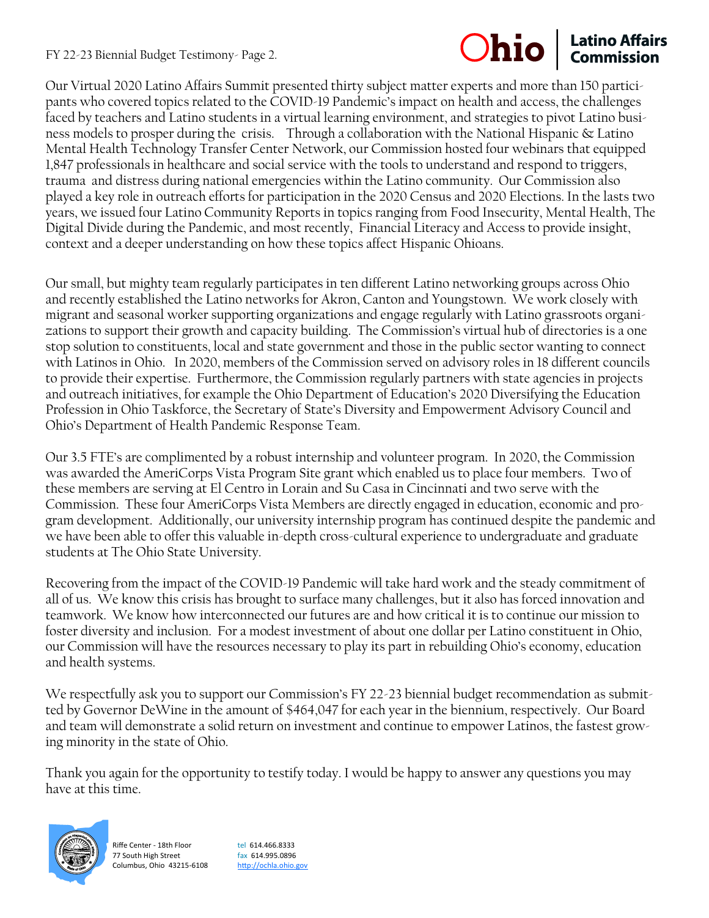Our Virtual 2020 Latino Affairs Summit presented thirty subject matter experts and more than 150 participants who covered topics related to the COVID-19 Pandemic's impact on health and access, the challenges faced by teachers and Latino students in a virtual learning environment, and strategies to pivot Latino business models to prosper during the crisis. Through a collaboration with the National Hispanic & Latino Mental Health Technology Transfer Center Network, our Commission hosted four webinars that equipped 1,847 professionals in healthcare and social service with the tools to understand and respond to triggers, trauma and distress during national emergencies within the Latino community. Our Commission also played a key role in outreach efforts for participation in the 2020 Census and 2020 Elections. In the lasts two years, we issued four Latino Community Reports in topics ranging from Food Insecurity, Mental Health, The Digital Divide during the Pandemic, and most recently, Financial Literacy and Access to provide insight, context and a deeper understanding on how these topics affect Hispanic Ohioans.

Our small, but mighty team regularly participates in ten different Latino networking groups across Ohio and recently established the Latino networks for Akron, Canton and Youngstown. We work closely with migrant and seasonal worker supporting organizations and engage regularly with Latino grassroots organizations to support their growth and capacity building. The Commission's virtual hub of directories is a one stop solution to constituents, local and state government and those in the public sector wanting to connect with Latinos in Ohio. In 2020, members of the Commission served on advisory roles in 18 different councils to provide their expertise. Furthermore, the Commission regularly partners with state agencies in projects and outreach initiatives, for example the Ohio Department of Education's 2020 Diversifying the Education Profession in Ohio Taskforce, the Secretary of State's Diversity and Empowerment Advisory Council and Ohio's Department of Health Pandemic Response Team.

Our 3.5 FTE's are complimented by a robust internship and volunteer program. In 2020, the Commission was awarded the AmeriCorps Vista Program Site grant which enabled us to place four members. Two of these members are serving at El Centro in Lorain and Su Casa in Cincinnati and two serve with the Commission. These four AmeriCorps Vista Members are directly engaged in education, economic and program development. Additionally, our university internship program has continued despite the pandemic and we have been able to offer this valuable in-depth cross-cultural experience to undergraduate and graduate students at The Ohio State University.

Recovering from the impact of the COVID-19 Pandemic will take hard work and the steady commitment of all of us. We know this crisis has brought to surface many challenges, but it also has forced innovation and teamwork. We know how interconnected our futures are and how critical it is to continue our mission to foster diversity and inclusion. For a modest investment of about one dollar per Latino constituent in Ohio, our Commission will have the resources necessary to play its part in rebuilding Ohio's economy, education and health systems.

We respectfully ask you to support our Commission's FY 22-23 biennial budget recommendation as submitted by Governor DeWine in the amount of $464,047 for each year in the biennium, respectively. Our Board and team will demonstrate a solid return on investment and continue to empower Latinos, the fastest growing minority in the state of Ohio.

Thank you again for the opportunity to testify today. I would be happy to answer any questions you may have at this time.